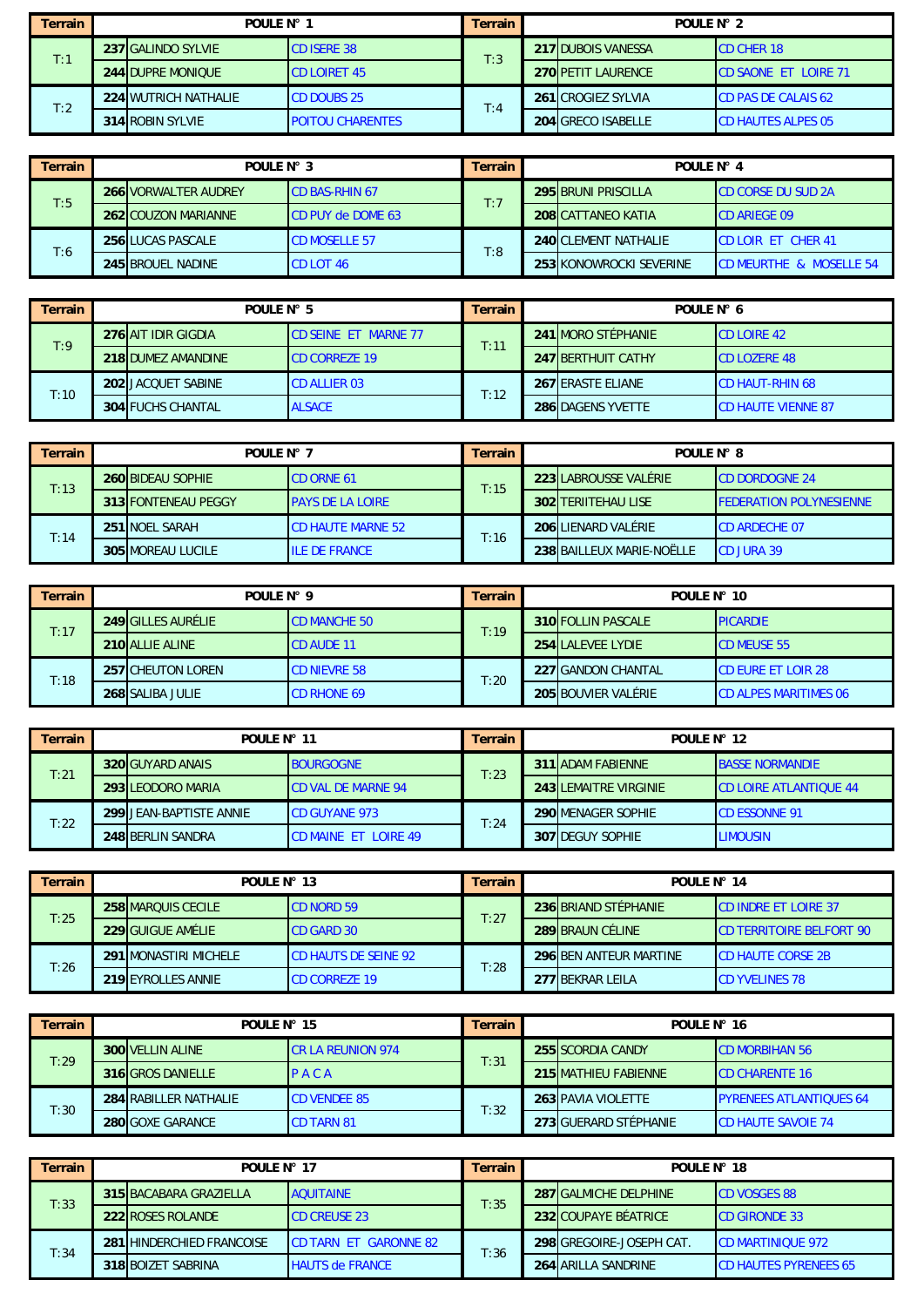| Terrain | POULE N° 1 | | | Terrain | POULE N° 2 | | |
|---|---|---|---|---|---|---|---|
| T:1 | 237 | GALINDO SYLVIE | CD ISERE 38 | T:3 | 217 | DUBOIS VANESSA | CD CHER 18 |
| | 244 | DUPRE MONIQUE | CD LOIRET 45 | | 270 | PETIT LAURENCE | CD SAONE ET LOIRE 71 |
| T:2 | 224 | WUTRICH NATHALIE | CD DOUBS 25 | T:4 | 261 | CROGIEZ SYLVIA | CD PAS DE CALAIS 62 |
| | 314 | ROBIN SYLVIE | POITOU CHARENTES | | 204 | GRECO ISABELLE | CD HAUTES ALPES 05 |

| Terrain | POULE N° 3 | | | Terrain | POULE N° 4 | | |
|---|---|---|---|---|---|---|---|
| T:5 | 266 | VORWALTER AUDREY | CD BAS-RHIN 67 | T:7 | 295 | BRUNI PRISCILLA | CD CORSE DU SUD 2A |
| | 262 | COUZON MARIANNE | CD PUY de DOME 63 | | 208 | CATTANEO KATIA | CD ARIEGE 09 |
| T:6 | 256 | LUCAS PASCALE | CD MOSELLE 57 | T:8 | 240 | CLEMENT NATHALIE | CD LOIR ET CHER 41 |
| | 245 | BROUEL NADINE | CD LOT 46 | | 253 | KONOWROCKI SEVERINE | CD MEURTHE & MOSELLE 54 |

| Terrain | POULE N° 5 | | | Terrain | POULE N° 6 | | |
|---|---|---|---|---|---|---|---|
| T:9 | 276 | AIT IDIR GIGDIA | CD SEINE ET MARNE 77 | T:11 | 241 | MORO STÉPHANIE | CD LOIRE 42 |
| | 218 | DUMEZ AMANDINE | CD CORREZE 19 | | 247 | BERTHUIT CATHY | CD LOZERE 48 |
| T:10 | 202 | JACQUET SABINE | CD ALLIER 03 | T:12 | 267 | ERASTE ELIANE | CD HAUT-RHIN 68 |
| | 304 | FUCHS CHANTAL | ALSACE | | 286 | DAGENS YVETTE | CD HAUTE VIENNE 87 |

| Terrain | POULE N° 7 | | | Terrain | POULE N° 8 | | |
|---|---|---|---|---|---|---|---|
| T:13 | 260 | BIDEAU SOPHIE | CD ORNE 61 | T:15 | 223 | LABROUSSE VALÉRIE | CD DORDOGNE 24 |
| | 313 | FONTENEAU PEGGY | PAYS DE LA LOIRE | | 302 | TERIITEHAU LISE | FEDERATION POLYNESIENNE |
| T:14 | 251 | NOEL SARAH | CD HAUTE MARNE 52 | T:16 | 206 | LIENARD VALÉRIE | CD ARDECHE 07 |
| | 305 | MOREAU LUCILE | ILE DE FRANCE | | 238 | BAILLEUX MARIE-NOËLLE | CD JURA 39 |

| Terrain | POULE N° 9 | | | Terrain | POULE N° 10 | | |
|---|---|---|---|---|---|---|---|
| T:17 | 249 | GILLES AURÉLIE | CD MANCHE 50 | T:19 | 310 | FOLLIN PASCALE | PICARDIE |
| | 210 | ALLIE ALINE | CD AUDE 11 | | 254 | LALEVEE LYDIE | CD MEUSE 55 |
| T:18 | 257 | CHEUTON LOREN | CD NIEVRE 58 | T:20 | 227 | GANDON CHANTAL | CD EURE ET LOIR 28 |
| | 268 | SALIBA JULIE | CD RHONE 69 | | 205 | BOUVIER VALÉRIE | CD ALPES MARITIMES 06 |

| Terrain | POULE N° 11 | | | Terrain | POULE N° 12 | | |
|---|---|---|---|---|---|---|---|
| T:21 | 320 | GUYARD ANAIS | BOURGOGNE | T:23 | 311 | ADAM FABIENNE | BASSE NORMANDIE |
| | 293 | LEODORO MARIA | CD VAL DE MARNE 94 | | 243 | LEMAITRE VIRGINIE | CD LOIRE ATLANTIQUE 44 |
| T:22 | 299 | JEAN-BAPTISTE ANNIE | CD GUYANE 973 | T:24 | 290 | MENAGER SOPHIE | CD ESSONNE 91 |
| | 248 | BERLIN SANDRA | CD MAINE ET LOIRE 49 | | 307 | DEGUY SOPHIE | LIMOUSIN |

| Terrain | POULE N° 13 | | | Terrain | POULE N° 14 | | |
|---|---|---|---|---|---|---|---|
| T:25 | 258 | MARQUIS CECILE | CD NORD 59 | T:27 | 236 | BRIAND STÉPHANIE | CD INDRE ET LOIRE 37 |
| | 229 | GUIGUE AMÉLIE | CD GARD 30 | | 289 | BRAUN CÉLINE | CD TERRITOIRE BELFORT 90 |
| T:26 | 291 | MONASTIRI MICHELE | CD HAUTS DE SEINE 92 | T:28 | 296 | BEN ANTEUR MARTINE | CD HAUTE CORSE 2B |
| | 219 | EYROLLES ANNIE | CD CORREZE 19 | | 277 | BEKRAR LEILA | CD YVELINES 78 |

| Terrain | POULE N° 15 | | | Terrain | POULE N° 16 | | |
|---|---|---|---|---|---|---|---|
| T:29 | 300 | VELLIN ALINE | CR LA REUNION 974 | T:31 | 255 | SCORDIA CANDY | CD MORBIHAN 56 |
| | 316 | GROS DANIELLE | P A C A | | 215 | MATHIEU FABIENNE | CD CHARENTE 16 |
| T:30 | 284 | RABILLER NATHALIE | CD VENDEE 85 | T:32 | 263 | PAVIA VIOLETTE | PYRENEES ATLANTIQUES 64 |
| | 280 | GOXE GARANCE | CD TARN 81 | | 273 | GUERARD STÉPHANIE | CD HAUTE SAVOIE 74 |

| Terrain | POULE N° 17 | | | Terrain | POULE N° 18 | | |
|---|---|---|---|---|---|---|---|
| T:33 | 315 | BACABARA GRAZIELLA | AQUITAINE | T:35 | 287 | GALMICHE DELPHINE | CD VOSGES 88 |
| | 222 | ROSES ROLANDE | CD CREUSE 23 | | 232 | COUPAYE BÉATRICE | CD GIRONDE 33 |
| T:34 | 281 | HINDERCHIED FRANCOISE | CD TARN ET GARONNE 82 | T:36 | 298 | GREGOIRE-JOSEPH CAT. | CD MARTINIQUE 972 |
| | 318 | BOIZET SABRINA | HAUTS de FRANCE | | 264 | ARILLA SANDRINE | CD HAUTES PYRENEES 65 |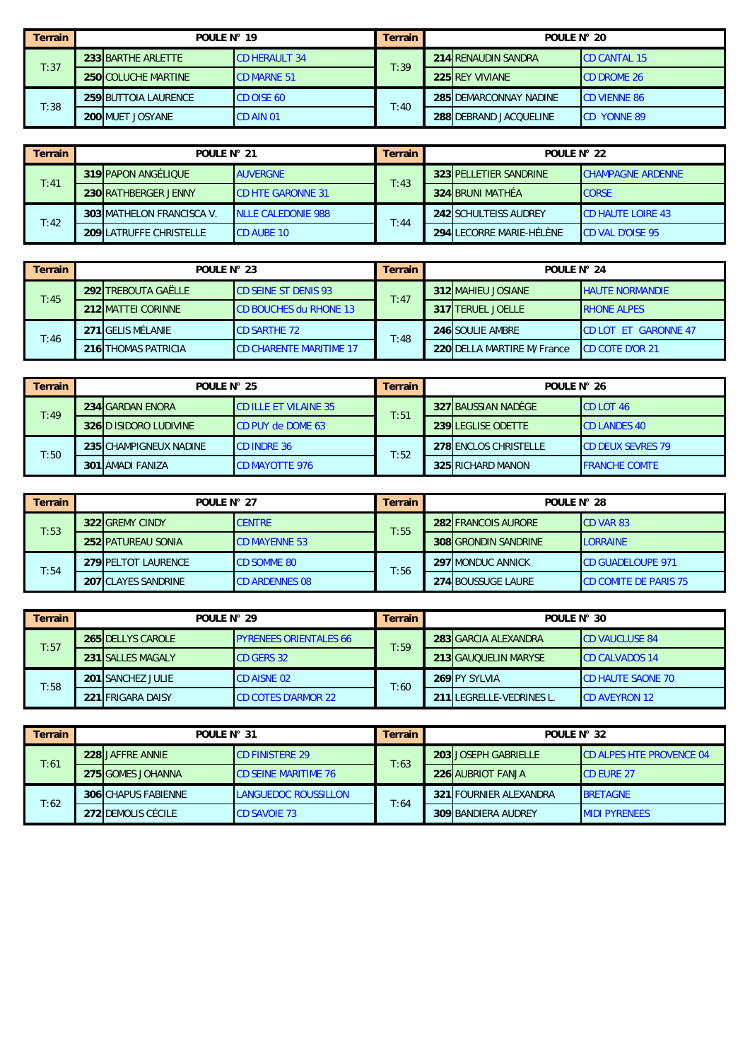| Terrain | POULE N° 19 | | | Terrain | POULE N° 20 | | |
|---|---|---|---|---|---|---|---|
| T:37 | 233 | BARTHE ARLETTE | CD HERAULT 34 | T:39 | 214 | RENAUDIN SANDRA | CD CANTAL 15 |
| | 250 | COLUCHE MARTINE | CD MARNE 51 | | 225 | REY VIVIANE | CD DROME 26 |
| T:38 | 259 | BUTTOIA LAURENCE | CD OISE 60 | T:40 | 285 | DEMARCONNAY NADINE | CD VIENNE 86 |
| | 200 | MUET JOSYANE | CD AIN 01 | | 288 | DEBRAND JACQUELINE | CD YONNE 89 |

| Terrain | POULE N° 21 | | | Terrain | POULE N° 22 | | |
|---|---|---|---|---|---|---|---|
| T:41 | 319 | PAPON ANGÉLIQUE | AUVERGNE | T:43 | 323 | PELLETIER SANDRINE | CHAMPAGNE ARDENNE |
| | 230 | RATHBERGER JENNY | CD HTE GARONNE 31 | | 324 | BRUNI MATHÉA | CORSE |
| T:42 | 303 | MATHELON FRANCISCA V. | NLLE CALEDONIE 988 | T:44 | 242 | SCHULTEISS AUDREY | CD HAUTE LOIRE 43 |
| | 209 | LATRUFFE CHRISTELLE | CD AUBE 10 | | 294 | LECORRE MARIE-HÉLÈNE | CD VAL D'OISE 95 |

| Terrain | POULE N° 23 | | | Terrain | POULE N° 24 | | |
|---|---|---|---|---|---|---|---|
| T:45 | 292 | TREBOUTA GAËLLE | CD SEINE ST DENIS 93 | T:47 | 312 | MAHIEU JOSIANE | HAUTE NORMANDIE |
| | 212 | MATTEI CORINNE | CD BOUCHES du RHONE 13 | | 317 | TERUEL JOELLE | RHONE ALPES |
| T:46 | 271 | GELIS MÉLANIE | CD SARTHE 72 | T:48 | 246 | SOULIE AMBRE | CD LOT ET GARONNE 47 |
| | 216 | THOMAS PATRICIA | CD CHARENTE MARITIME 17 | | 220 | DELLA MARTIRE M/France | CD COTE D'OR 21 |

| Terrain | POULE N° 25 | | | Terrain | POULE N° 26 | | |
|---|---|---|---|---|---|---|---|
| T:49 | 234 | GARDAN ENORA | CD ILLE ET VILAINE 35 | T:51 | 327 | BAUSSIAN NADÈGE | CD LOT 46 |
| | 326 | D ISIDORO LUDIVINE | CD PUY de DOME 63 | | 239 | LEGLISE ODETTE | CD LANDES 40 |
| T:50 | 235 | CHAMPIGNEUX NADINE | CD INDRE 36 | T:52 | 278 | ENCLOS CHRISTELLE | CD DEUX SEVRES 79 |
| | 301 | AMADI FANIZA | CD MAYOTTE 976 | | 325 | RICHARD MANON | FRANCHE COMTE |

| Terrain | POULE N° 27 | | | Terrain | POULE N° 28 | | |
|---|---|---|---|---|---|---|---|
| T:53 | 322 | GREMY CINDY | CENTRE | T:55 | 282 | FRANCOIS AURORE | CD VAR 83 |
| | 252 | PATUREAU SONIA | CD MAYENNE 53 | | 308 | GRONDIN SANDRINE | LORRAINE |
| T:54 | 279 | PELTOT LAURENCE | CD SOMME 80 | T:56 | 297 | MONDUC ANNICK | CD GUADELOUPE 971 |
| | 207 | CLAYES SANDRINE | CD ARDENNES 08 | | 274 | BOUSSUGE LAURE | CD COMITE DE PARIS 75 |

| Terrain | POULE N° 29 | | | Terrain | POULE N° 30 | | |
|---|---|---|---|---|---|---|---|
| T:57 | 265 | DELLYS CAROLE | PYRENEES ORIENTALES 66 | T:59 | 283 | GARCIA ALEXANDRA | CD VAUCLUSE 84 |
| | 231 | SALLES MAGALY | CD GERS 32 | | 213 | GAUQUELIN MARYSE | CD CALVADOS 14 |
| T:58 | 201 | SANCHEZ JULIE | CD AISNE 02 | T:60 | 269 | PY SYLVIA | CD HAUTE SAONE 70 |
| | 221 | FRIGARA DAISY | CD COTES D'ARMOR 22 | | 211 | LEGRELLE-VEDRINES L. | CD AVEYRON 12 |

| Terrain | POULE N° 31 | | | Terrain | POULE N° 32 | | |
|---|---|---|---|---|---|---|---|
| T:61 | 228 | JAFFRE ANNIE | CD FINISTERE 29 | T:63 | 203 | JOSEPH GABRIELLE | CD ALPES HTE PROVENCE 04 |
| | 275 | GOMES JOHANNA | CD SEINE MARITIME 76 | | 226 | AUBRIOT FANJA | CD EURE 27 |
| T:62 | 306 | CHAPUS FABIENNE | LANGUEDOC ROUSSILLON | T:64 | 321 | FOURNIER ALEXANDRA | BRETAGNE |
| | 272 | DEMOLIS CÉCILE | CD SAVOIE 73 | | 309 | BANDIERA AUDREY | MIDI PYRENEES |